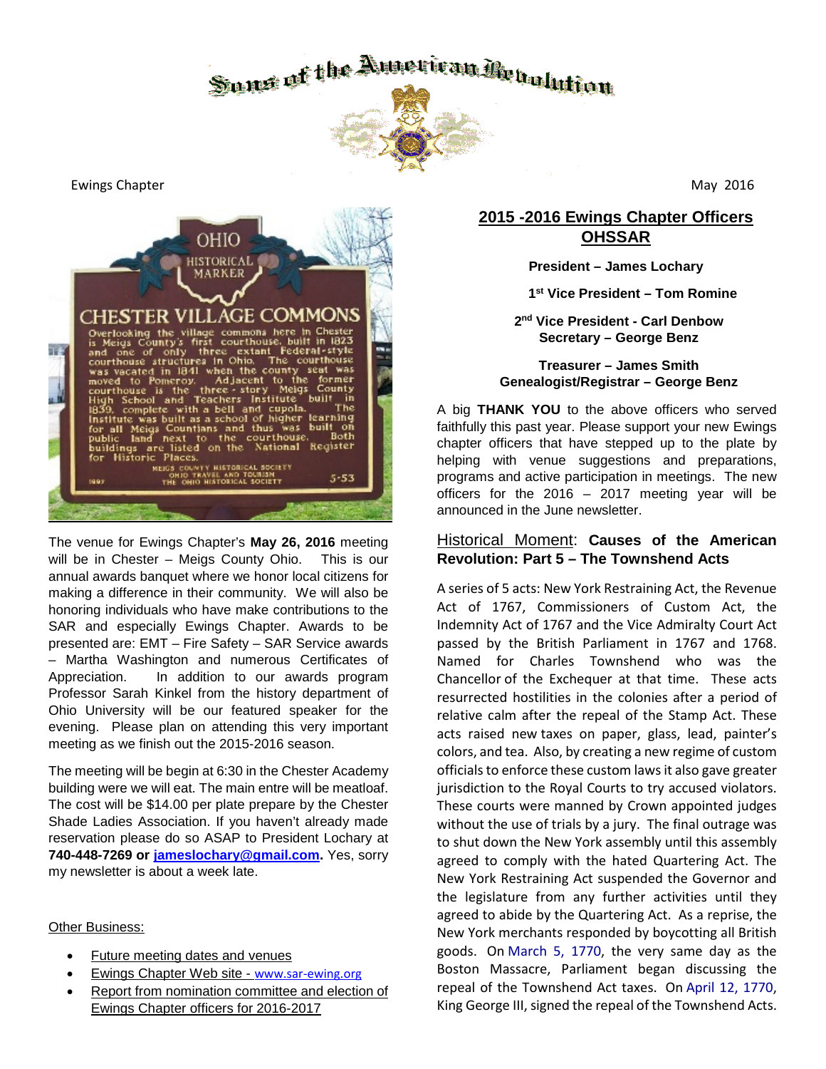# Sons of the American Revolution

Ewings Chapter

May 2016

The venue for Ewings Chapter's **May 26, 2016** meeting will be in Chester – Meigs County Ohio. This is our annual awards banquet where we honor local citizens for making a difference in their community. We will also be honoring individuals who have make contributions to the SAR and especially Ewings Chapter. Awards to be presented are: EMT – Fire Safety – SAR Service awards – Martha Washington and numerous Certificates of Appreciation. In addition to our awards program Professor Sarah Kinkel from the history department of Ohio University will be our featured speaker for the evening. Please plan on attending this very important meeting as we finish out the 2015-2016 season.

The meeting will be begin at 6:30 in the Chester Academy building were we will eat. The main entre will be meatloaf. The cost will be $14.00 per plate prepare by the Chester Shade Ladies Association. If you haven't already made reservation please do so ASAP to President Lochary at **740-448-7269 or jameslochary@gmail.com.** Yes, sorry my newsletter is about a week late.

Other Business:

- Future meeting dates and venues
- Ewings Chapter Web site - www.sar-ewing.org
- Report from nomination committee and election of Ewings Chapter officers for 2016-2017

## 2015 -2016 Ewings Chapter Officers OHSSAR

**President – James Lochary**

**1st Vice President – Tom Romine**

**2nd Vice President - Carl Denbow**

**Secretary – George Benz**

**Treasurer – James Smith**

**Genealogist/Registrar – George Benz**

A big **THANK YOU** to the above officers who served faithfully this past year. Please support your new Ewings chapter officers that have stepped up to the plate by helping with venue suggestions and preparations, programs and active participation in meetings. The new officers for the 2016 – 2017 meeting year will be announced in the June newsletter.

## Historical Moment: **Causes of the American Revolution: Part 5 – The Townshend Acts**

A series of 5 acts: New York Restraining Act, the Revenue Act of 1767, Commissioners of Custom Act, the Indemnity Act of 1767 and the Vice Admiralty Court Act passed by the British Parliament in 1767 and 1768. Named for Charles Townshend who was the Chancellor of the Exchequer at that time. These acts resurrected hostilities in the colonies after a period of relative calm after the repeal of the Stamp Act. These acts raised new taxes on paper, glass, lead, painter's colors, and tea. Also, by creating a new regime of custom officials to enforce these custom laws it also gave greater jurisdiction to the Royal Courts to try accused violators. These courts were manned by Crown appointed judges without the use of trials by a jury. The final outrage was to shut down the New York assembly until this assembly agreed to comply with the hated Quartering Act. The New York Restraining Act suspended the Governor and the legislature from any further activities until they agreed to abide by the Quartering Act. As a reprise, the New York merchants responded by boycotting all British goods. On March 5, 1770, the very same day as the Boston Massacre, Parliament began discussing the repeal of the Townshend Act taxes. On April 12, 1770, King George III, signed the repeal of the Townshend Acts.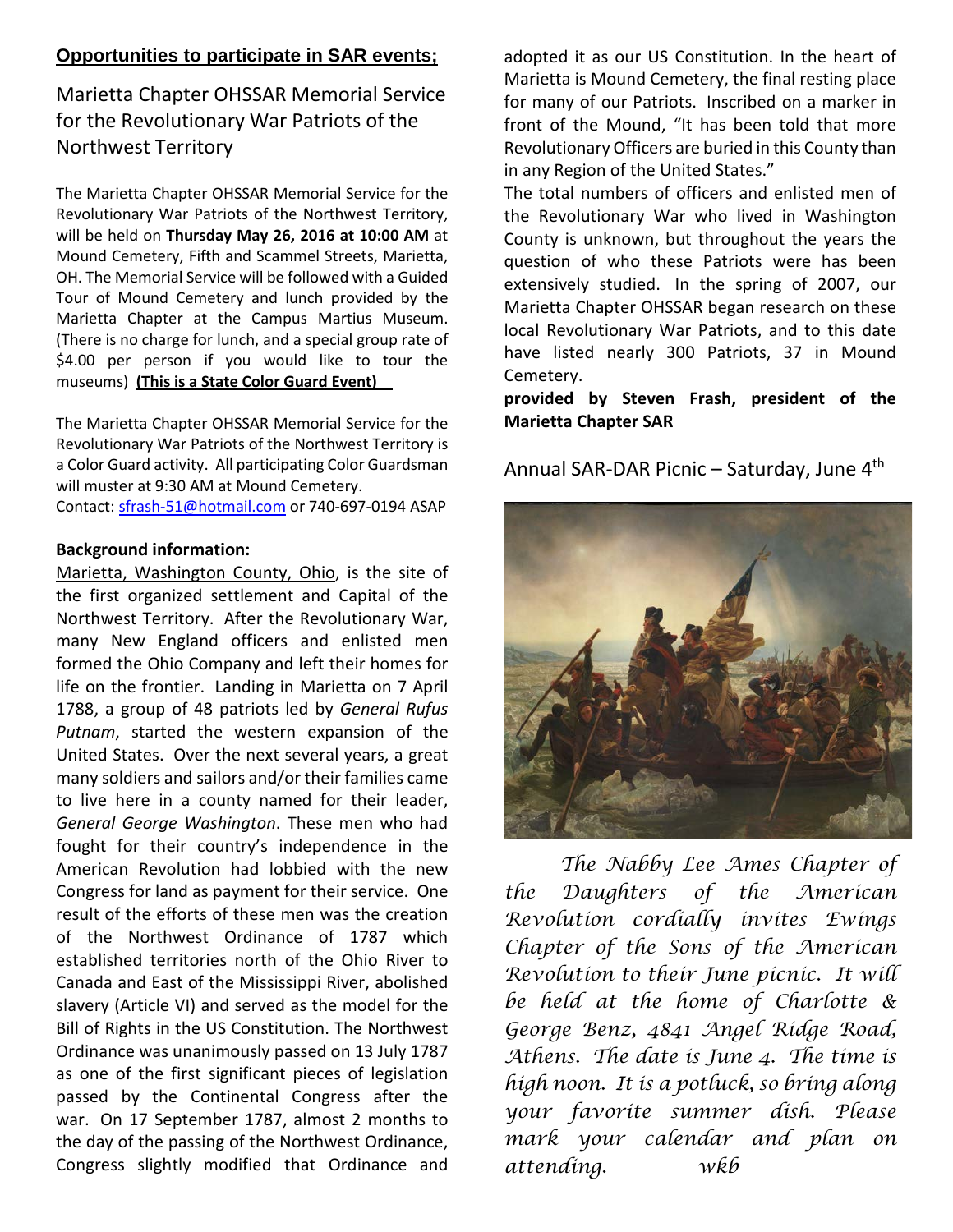## Opportunities to participate in SAR events;

### Marietta Chapter OHSSAR Memorial Service for the Revolutionary War Patriots of the Northwest Territory

The Marietta Chapter OHSSAR Memorial Service for the Revolutionary War Patriots of the Northwest Territory, will be held on **Thursday May 26, 2016 at 10:00 AM** at Mound Cemetery, Fifth and Scammel Streets, Marietta, OH. The Memorial Service will be followed with a Guided Tour of Mound Cemetery and lunch provided by the Marietta Chapter at the Campus Martius Museum. (There is no charge for lunch, and a special group rate of $4.00 per person if you would like to tour the museums) **(This is a State Color Guard Event)**

The Marietta Chapter OHSSAR Memorial Service for the Revolutionary War Patriots of the Northwest Territory is a Color Guard activity. All participating Color Guardsman will muster at 9:30 AM at Mound Cemetery.
Contact: sfrash-51@hotmail.com or 740-697-0194 ASAP

**Background information:**

Marietta, Washington County, Ohio, is the site of the first organized settlement and Capital of the Northwest Territory. After the Revolutionary War, many New England officers and enlisted men formed the Ohio Company and left their homes for life on the frontier. Landing in Marietta on 7 April 1788, a group of 48 patriots led by *General Rufus Putnam*, started the western expansion of the United States. Over the next several years, a great many soldiers and sailors and/or their families came to live here in a county named for their leader, *General George Washington*. These men who had fought for their country's independence in the American Revolution had lobbied with the new Congress for land as payment for their service. One result of the efforts of these men was the creation of the Northwest Ordinance of 1787 which established territories north of the Ohio River to Canada and East of the Mississippi River, abolished slavery (Article VI) and served as the model for the Bill of Rights in the US Constitution. The Northwest Ordinance was unanimously passed on 13 July 1787 as one of the first significant pieces of legislation passed by the Continental Congress after the war. On 17 September 1787, almost 2 months to the day of the passing of the Northwest Ordinance, Congress slightly modified that Ordinance and adopted it as our US Constitution. In the heart of Marietta is Mound Cemetery, the final resting place for many of our Patriots. Inscribed on a marker in front of the Mound, "It has been told that more Revolutionary Officers are buried in this County than in any Region of the United States."

The total numbers of officers and enlisted men of the Revolutionary War who lived in Washington County is unknown, but throughout the years the question of who these Patriots were has been extensively studied. In the spring of 2007, our Marietta Chapter OHSSAR began research on these local Revolutionary War Patriots, and to this date have listed nearly 300 Patriots, 37 in Mound Cemetery.

**provided by Steven Frash, president of the Marietta Chapter SAR**

### Annual SAR-DAR Picnic – Saturday, June 4th

*The Nabby Lee Ames Chapter of the Daughters of the American Revolution cordially invites Ewings Chapter of the Sons of the American Revolution to their June picnic. It will be held at the home of Charlotte & George Benz, 4841 Angel Ridge Road, Athens. The date is June 4. The time is high noon. It is a potluck, so bring along your favorite summer dish. Please mark your calendar and plan on attending. wkb*